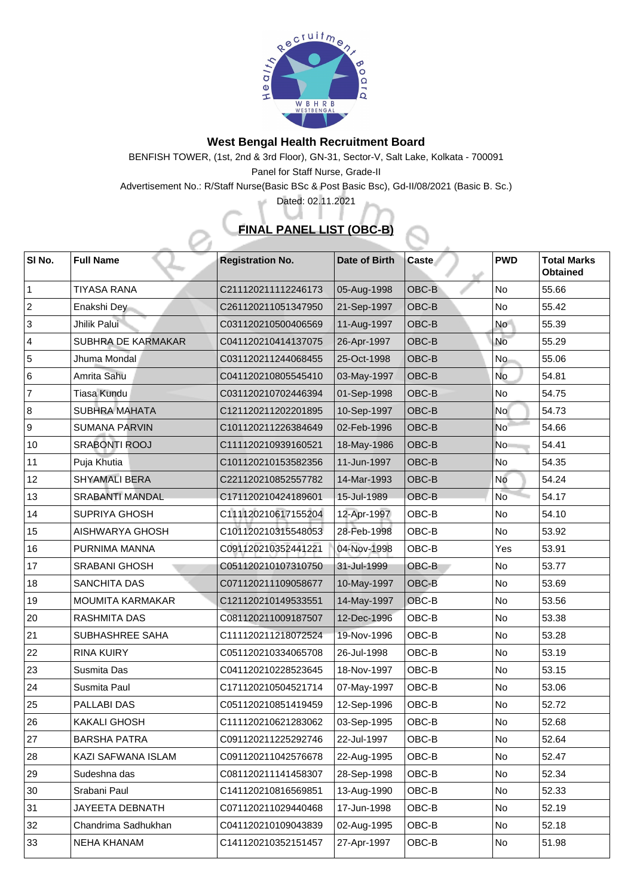# West Bengal Health Recruitment Board

BENFISH TOWER, (1st, 2nd & 3rd Floor), GN-31, Sector-V, Salt Lake, Kolkata - 700091

Panel for Staff Nurse, Grade-II

Advertisement No.: R/Staff Nurse(Basic BSc & Post Basic Bsc), Gd-II/08/2021 (Basic B. Sc.)

Dated: 02.11.2021

## FINAL PANEL LIST (OBC-B)

| Sl No. | Full Name | Registration No. | Date of Birth | Caste | PWD | Total Marks Obtained |
|---|---|---|---|---|---|---|
| 1 | TIYASA RANA | C211120211112246173 | 05-Aug-1998 | OBC-B | No | 55.66 |
| 2 | Enakshi Dey | C261120211051347950 | 21-Sep-1997 | OBC-B | No | 55.42 |
| 3 | Jhilik Palui | C031120210500406569 | 11-Aug-1997 | OBC-B | No | 55.39 |
| 4 | SUBHRA DE KARMAKAR | C041120210414137075 | 26-Apr-1997 | OBC-B | No | 55.29 |
| 5 | Jhuma Mondal | C031120211244068455 | 25-Oct-1998 | OBC-B | No | 55.06 |
| 6 | Amrita Sahu | C041120210805545410 | 03-May-1997 | OBC-B | No | 54.81 |
| 7 | Tiasa Kundu | C031120210702446394 | 01-Sep-1998 | OBC-B | No | 54.75 |
| 8 | SUBHRA MAHATA | C121120211202201895 | 10-Sep-1997 | OBC-B | No | 54.73 |
| 9 | SUMANA PARVIN | C101120211226384649 | 02-Feb-1996 | OBC-B | No | 54.66 |
| 10 | SRABONTI ROOJ | C111120210939160521 | 18-May-1986 | OBC-B | No | 54.41 |
| 11 | Puja Khutia | C101120210153582356 | 11-Jun-1997 | OBC-B | No | 54.35 |
| 12 | SHYAMALI BERA | C221120210852557782 | 14-Mar-1993 | OBC-B | No | 54.24 |
| 13 | SRABANTI MANDAL | C171120210424189601 | 15-Jul-1989 | OBC-B | No | 54.17 |
| 14 | SUPRIYA GHOSH | C111120210617155204 | 12-Apr-1997 | OBC-B | No | 54.10 |
| 15 | AISHWARYA GHOSH | C101120210315548053 | 28-Feb-1998 | OBC-B | No | 53.92 |
| 16 | PURNIMA MANNA | C091120210352441221 | 04-Nov-1998 | OBC-B | Yes | 53.91 |
| 17 | SRABANI GHOSH | C051120210107310750 | 31-Jul-1999 | OBC-B | No | 53.77 |
| 18 | SANCHITA DAS | C071120211109058677 | 10-May-1997 | OBC-B | No | 53.69 |
| 19 | MOUMITA KARMAKAR | C121120210149533551 | 14-May-1997 | OBC-B | No | 53.56 |
| 20 | RASHMITA DAS | C081120211009187507 | 12-Dec-1996 | OBC-B | No | 53.38 |
| 21 | SUBHASHREE SAHA | C111120211218072524 | 19-Nov-1996 | OBC-B | No | 53.28 |
| 22 | RINA KUIRY | C051120210334065708 | 26-Jul-1998 | OBC-B | No | 53.19 |
| 23 | Susmita Das | C041120210228523645 | 18-Nov-1997 | OBC-B | No | 53.15 |
| 24 | Susmita Paul | C171120210504521714 | 07-May-1997 | OBC-B | No | 53.06 |
| 25 | PALLABI DAS | C051120210851419459 | 12-Sep-1996 | OBC-B | No | 52.72 |
| 26 | KAKALI GHOSH | C111120210621283062 | 03-Sep-1995 | OBC-B | No | 52.68 |
| 27 | BARSHA PATRA | C091120211225292746 | 22-Jul-1997 | OBC-B | No | 52.64 |
| 28 | KAZI SAFWANA ISLAM | C091120211042576678 | 22-Aug-1995 | OBC-B | No | 52.47 |
| 29 | Sudeshna das | C081120211141458307 | 28-Sep-1998 | OBC-B | No | 52.34 |
| 30 | Srabani Paul | C141120210816569851 | 13-Aug-1990 | OBC-B | No | 52.33 |
| 31 | JAYEETA DEBNATH | C071120211029440468 | 17-Jun-1998 | OBC-B | No | 52.19 |
| 32 | Chandrima Sadhukhan | C041120210109043839 | 02-Aug-1995 | OBC-B | No | 52.18 |
| 33 | NEHA KHANAM | C141120210352151457 | 27-Apr-1997 | OBC-B | No | 51.98 |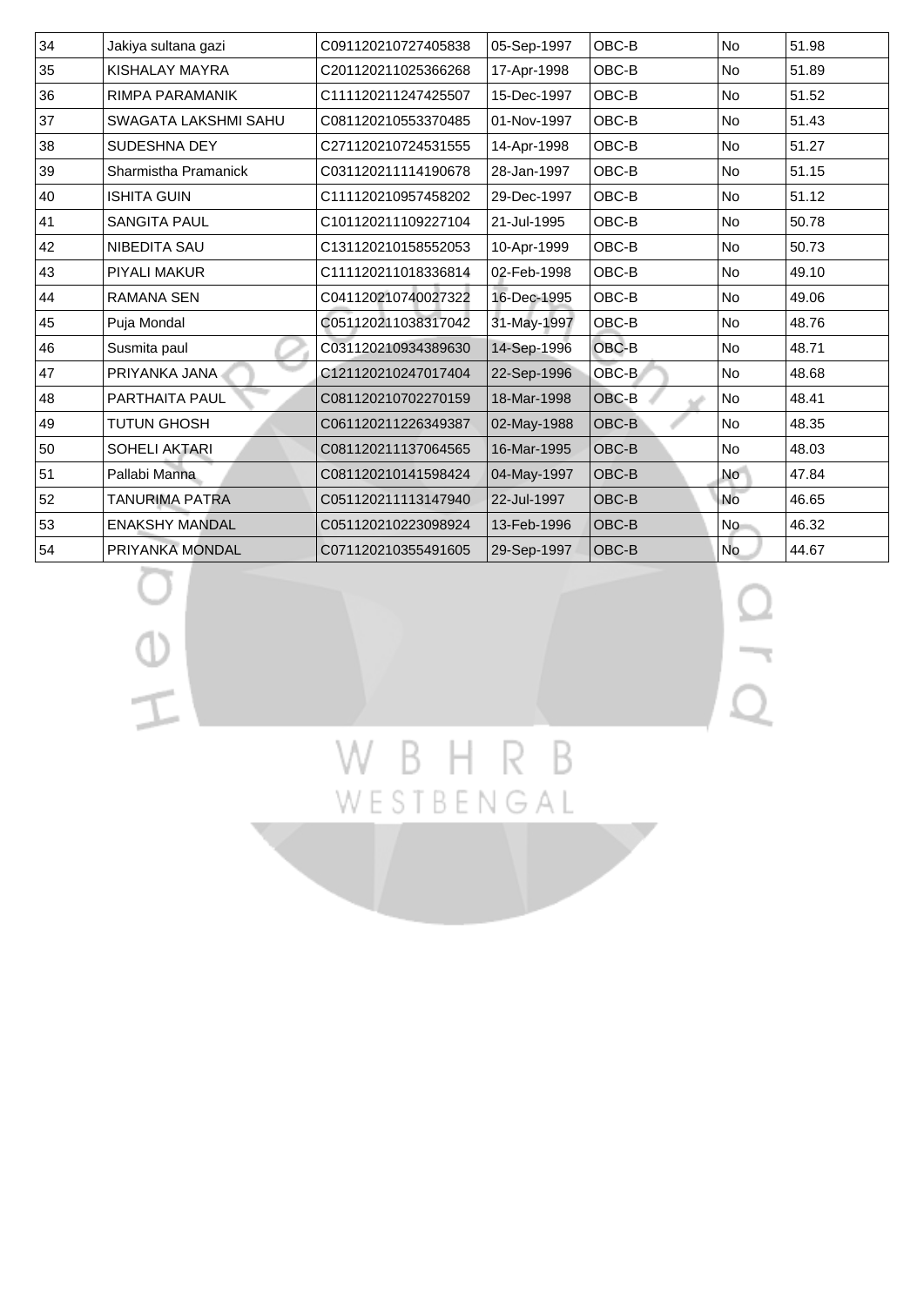| | | | | | | |
|---|---|---|---|---|---|---|
| 34 | Jakiya sultana gazi | C091120210727405838 | 05-Sep-1997 | OBC-B | No | 51.98 |
| 35 | KISHALAY MAYRA | C201120211025366268 | 17-Apr-1998 | OBC-B | No | 51.89 |
| 36 | RIMPA PARAMANIK | C111120211247425507 | 15-Dec-1997 | OBC-B | No | 51.52 |
| 37 | SWAGATA LAKSHMI SAHU | C081120210553370485 | 01-Nov-1997 | OBC-B | No | 51.43 |
| 38 | SUDESHNA DEY | C271120210724531555 | 14-Apr-1998 | OBC-B | No | 51.27 |
| 39 | Sharmistha Pramanick | C031120211114190678 | 28-Jan-1997 | OBC-B | No | 51.15 |
| 40 | ISHITA GUIN | C111120210957458202 | 29-Dec-1997 | OBC-B | No | 51.12 |
| 41 | SANGITA PAUL | C101120211109227104 | 21-Jul-1995 | OBC-B | No | 50.78 |
| 42 | NIBEDITA SAU | C131120210158552053 | 10-Apr-1999 | OBC-B | No | 50.73 |
| 43 | PIYALI MAKUR | C111120211018336814 | 02-Feb-1998 | OBC-B | No | 49.10 |
| 44 | RAMANA SEN | C041120210740027322 | 16-Dec-1995 | OBC-B | No | 49.06 |
| 45 | Puja Mondal | C051120211038317042 | 31-May-1997 | OBC-B | No | 48.76 |
| 46 | Susmita paul | C031120210934389630 | 14-Sep-1996 | OBC-B | No | 48.71 |
| 47 | PRIYANKA JANA | C121120210247017404 | 22-Sep-1996 | OBC-B | No | 48.68 |
| 48 | PARTHAITA PAUL | C081120210702270159 | 18-Mar-1998 | OBC-B | No | 48.41 |
| 49 | TUTUN GHOSH | C061120211226349387 | 02-May-1988 | OBC-B | No | 48.35 |
| 50 | SOHELI AKTARI | C081120211137064565 | 16-Mar-1995 | OBC-B | No | 48.03 |
| 51 | Pallabi Manna | C081120210141598424 | 04-May-1997 | OBC-B | No | 47.84 |
| 52 | TANURIMA PATRA | C051120211113147940 | 22-Jul-1997 | OBC-B | No | 46.65 |
| 53 | ENAKSHY MANDAL | C051120210223098924 | 13-Feb-1996 | OBC-B | No | 46.32 |
| 54 | PRIYANKA MONDAL | C071120210355491605 | 29-Sep-1997 | OBC-B | No | 44.67 |